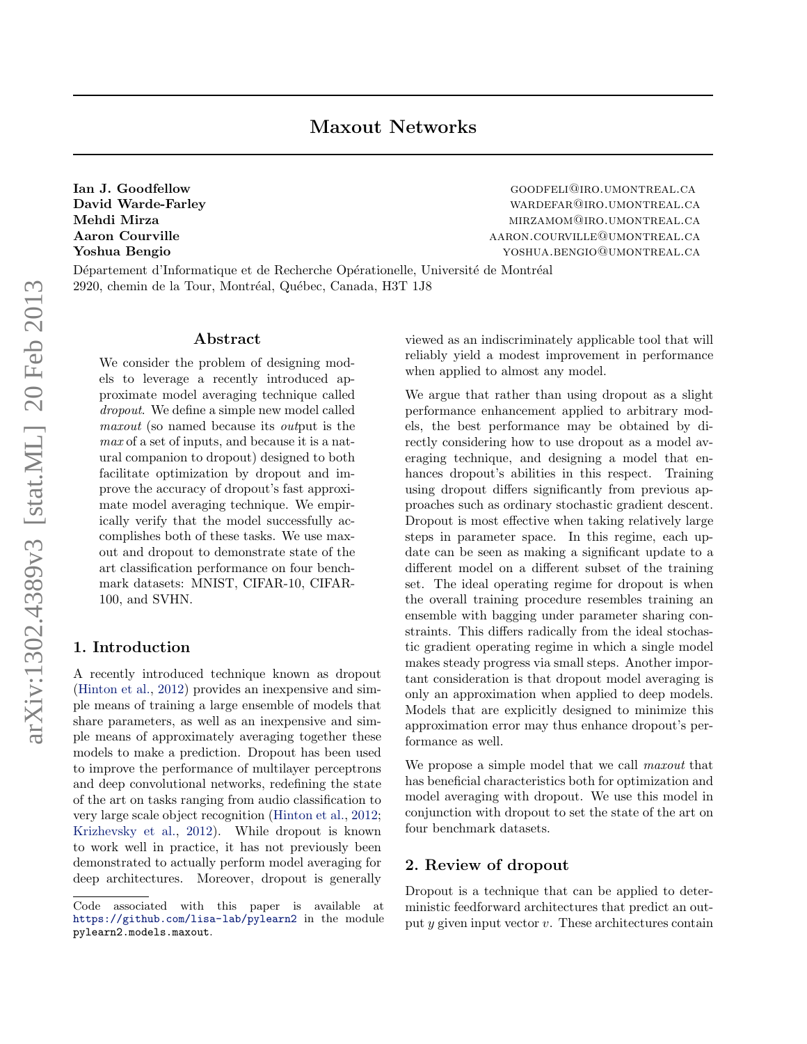# Maxout Networks

**Ian J. Goodfellow** goodfeli@iro.umontreal.ca
**David Warde-Farley** wardefar@iro.umontreal.ca
**Mehdi Mirza** mirzamom@iro.umontreal.ca
**Aaron Courville** aaron.courville@umontreal.ca
**Yoshua Bengio** yoshua.bengio@umontreal.ca

Département d'Informatique et de Recherche Opérationelle, Université de Montréal
2920, chemin de la Tour, Montréal, Québec, Canada, H3T 1J8

## Abstract

We consider the problem of designing models to leverage a recently introduced approximate model averaging technique called *dropout*. We define a simple new model called *maxout* (so named because its *out*put is the *max* of a set of inputs, and because it is a natural companion to dropout) designed to both facilitate optimization by dropout and improve the accuracy of dropout's fast approximate model averaging technique. We empirically verify that the model successfully accomplishes both of these tasks. We use maxout and dropout to demonstrate state of the art classification performance on four benchmark datasets: MNIST, CIFAR-10, CIFAR-100, and SVHN.

## 1. Introduction

A recently introduced technique known as dropout (Hinton et al., 2012) provides an inexpensive and simple means of training a large ensemble of models that share parameters, as well as an inexpensive and simple means of approximately averaging together these models to make a prediction. Dropout has been used to improve the performance of multilayer perceptrons and deep convolutional networks, redefining the state of the art on tasks ranging from audio classification to very large scale object recognition (Hinton et al., 2012; Krizhevsky et al., 2012). While dropout is known to work well in practice, it has not previously been demonstrated to actually perform model averaging for deep architectures. Moreover, dropout is generally viewed as an indiscriminately applicable tool that will reliably yield a modest improvement in performance when applied to almost any model.

We argue that rather than using dropout as a slight performance enhancement applied to arbitrary models, the best performance may be obtained by directly considering how to use dropout as a model averaging technique, and designing a model that enhances dropout's abilities in this respect. Training using dropout differs significantly from previous approaches such as ordinary stochastic gradient descent. Dropout is most effective when taking relatively large steps in parameter space. In this regime, each update can be seen as making a significant update to a different model on a different subset of the training set. The ideal operating regime for dropout is when the overall training procedure resembles training an ensemble with bagging under parameter sharing constraints. This differs radically from the ideal stochastic gradient operating regime in which a single model makes steady progress via small steps. Another important consideration is that dropout model averaging is only an approximation when applied to deep models. Models that are explicitly designed to minimize this approximation error may thus enhance dropout's performance as well.

We propose a simple model that we call *maxout* that has beneficial characteristics both for optimization and model averaging with dropout. We use this model in conjunction with dropout to set the state of the art on four benchmark datasets.

## 2. Review of dropout

Dropout is a technique that can be applied to deterministic feedforward architectures that predict an output $y$ given input vector $v$. These architectures contain

---

Code associated with this paper is available at `https://github.com/lisa-lab/pylearn2` in the module `pylearn2.models.maxout`.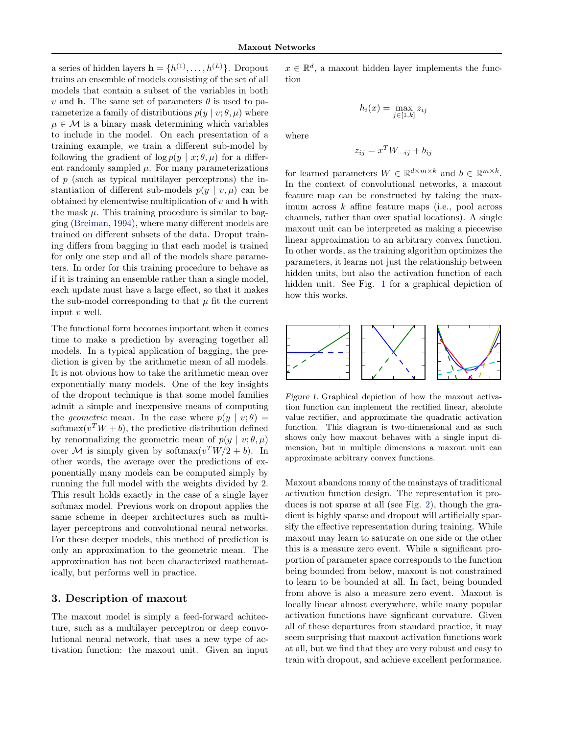a series of hidden layers $\mathbf{h} = \{h^{(1)}, \ldots, h^{(L)}\}$. Dropout trains an ensemble of models consisting of the set of all models that contain a subset of the variables in both $v$ and $\mathbf{h}$. The same set of parameters $\theta$ is used to parameterize a family of distributions $p(y \mid v; \theta, \mu)$ where $\mu \in \mathcal{M}$ is a binary mask determining which variables to include in the model. On each presentation of a training example, we train a different sub-model by following the gradient of $\log p(y \mid x; \theta, \mu)$ for a different randomly sampled $\mu$. For many parameterizations of $p$ (such as typical multilayer perceptrons) the instantiation of different sub-models $p(y \mid v, \mu)$ can be obtained by elementwise multiplication of $v$ and $\mathbf{h}$ with the mask $\mu$. This training procedure is similar to bagging (Breiman, 1994), where many different models are trained on different subsets of the data. Dropout training differs from bagging in that each model is trained for only one step and all of the models share parameters. In order for this training procedure to behave as if it is training an ensemble rather than a single model, each update must have a large effect, so that it makes the sub-model corresponding to that $\mu$ fit the current input $v$ well.

The functional form becomes important when it comes time to make a prediction by averaging together all models. In a typical application of bagging, the prediction is given by the arithmetic mean of all models. It is not obvious how to take the arithmetic mean over exponentially many models. One of the key insights of the dropout technique is that some model families admit a simple and inexpensive means of computing the *geometric* mean. In the case where $p(y \mid v; \theta) = \text{softmax}(v^T W + b)$, the predictive distribution defined by renormalizing the geometric mean of $p(y \mid v; \theta, \mu)$ over $\mathcal{M}$ is simply given by $\text{softmax}(v^T W/2 + b)$. In other words, the average over the predictions of exponentially many models can be computed simply by running the full model with the weights divided by 2. This result holds exactly in the case of a single layer softmax model. Previous work on dropout applies the same scheme in deeper architectures such as multilayer perceptrons and convolutional neural networks. For these deeper models, this method of prediction is only an approximation to the geometric mean. The approximation has not been characterized mathematically, but performs well in practice.

## 3. Description of maxout

The maxout model is simply a feed-forward achitecture, such as a multilayer perceptron or deep convolutional neural network, that uses a new type of activation function: the maxout unit. Given an input $x \in \mathbb{R}^d$, a maxout hidden layer implements the function

$$h_i(x) = \max_{j \in [1,k]} z_{ij}$$

where

$$z_{ij} = x^T W_{\cdots ij} + b_{ij}$$

for learned parameters $W \in \mathbb{R}^{d \times m \times k}$ and $b \in \mathbb{R}^{m \times k}$. In the context of convolutional networks, a maxout feature map can be constructed by taking the maximum across $k$ affine feature maps (i.e., pool across channels, rather than over spatial locations). A single maxout unit can be interpreted as making a piecewise linear approximation to an arbitrary convex function. In other words, as the training algorithm optimizes the parameters, it learns not just the relationship between hidden units, but also the activation function of each hidden unit. See Fig. 1 for a graphical depiction of how this works.

*Figure 1.* Graphical depiction of how the maxout activation function can implement the rectified linear, absolute value rectifier, and approximate the quadratic activation function. This diagram is two-dimensional and as such shows only how maxout behaves with a single input dimension, but in multiple dimensions a maxout unit can approximate arbitrary convex functions.

Maxout abandons many of the mainstays of traditional activation function design. The representation it produces is not sparse at all (see Fig. 2), though the gradient is highly sparse and dropout will artificially sparsify the effective representation during training. While maxout may learn to saturate on one side or the other this is a measure zero event. While a significant proportion of parameter space corresponds to the function being bounded from below, maxout is not constrained to learn to be bounded at all. In fact, being bounded from above is also a measure zero event. Maxout is locally linear almost everywhere, while many popular activation functions have signficant curvature. Given all of these departures from standard practice, it may seem surprising that maxout activation functions work at all, but we find that they are very robust and easy to train with dropout, and achieve excellent performance.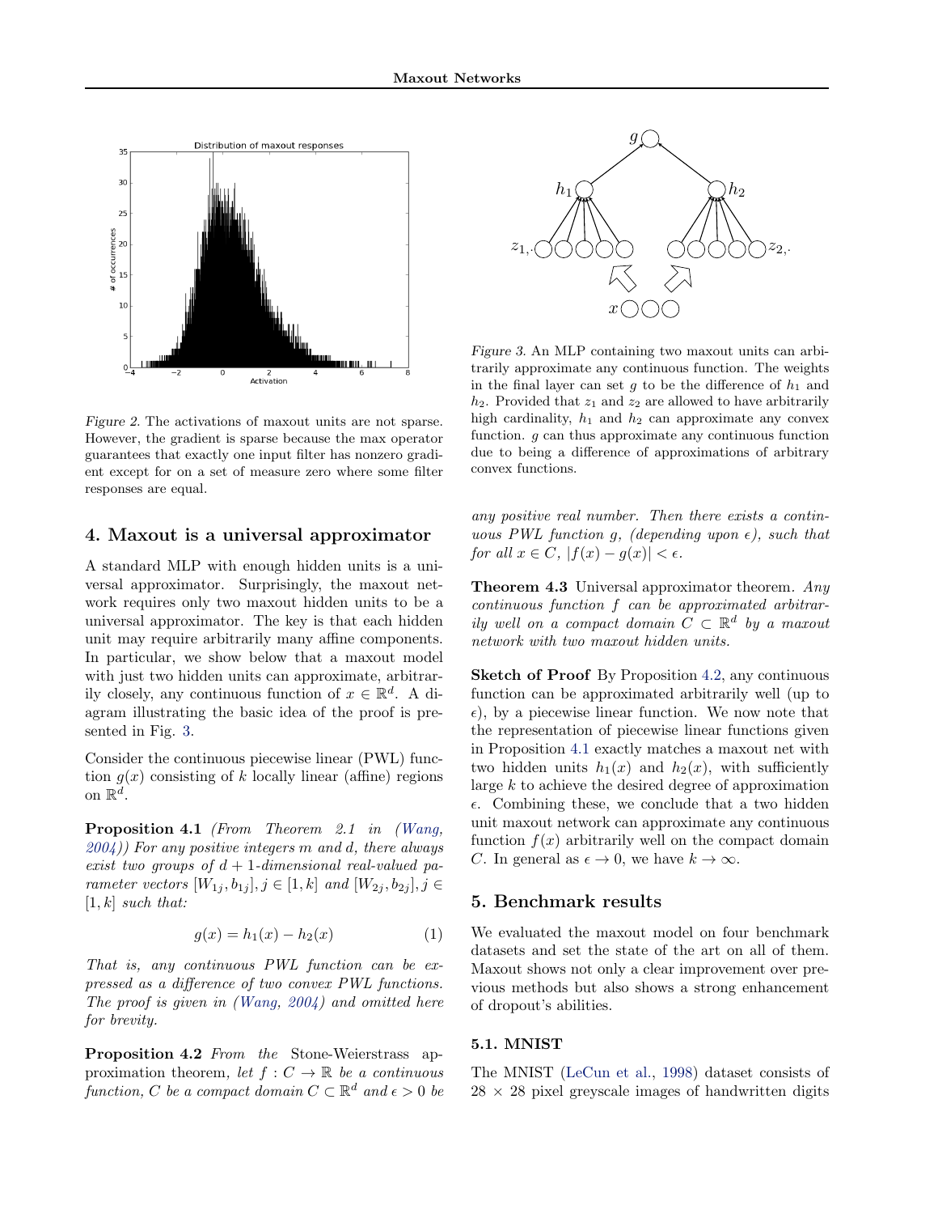Figure 2. The activations of maxout units are not sparse. However, the gradient is sparse because the max operator guarantees that exactly one input filter has nonzero gradient except for on a set of measure zero where some filter responses are equal.

Figure 3. An MLP containing two maxout units can arbitrarily approximate any continuous function. The weights in the final layer can set $g$ to be the difference of $h_1$ and $h_2$. Provided that $z_1$ and $z_2$ are allowed to have arbitrarily high cardinality, $h_1$ and $h_2$ can approximate any convex function. $g$ can thus approximate any continuous function due to being a difference of approximations of arbitrary convex functions.

## 4. Maxout is a universal approximator

A standard MLP with enough hidden units is a universal approximator. Surprisingly, the maxout network requires only two maxout hidden units to be a universal approximator. The key is that each hidden unit may require arbitrarily many affine components. In particular, we show below that a maxout model with just two hidden units can approximate, arbitrarily closely, any continuous function of $x \in \mathbb{R}^d$. A diagram illustrating the basic idea of the proof is presented in Fig. 3.

Consider the continuous piecewise linear (PWL) function $g(x)$ consisting of $k$ locally linear (affine) regions on $\mathbb{R}^d$.

**Proposition 4.1** *(From Theorem 2.1 in (Wang, 2004)) For any positive integers $m$ and $d$, there always exist two groups of $d+1$-dimensional real-valued parameter vectors $[W_{1j}, b_{1j}], j \in [1, k]$ and $[W_{2j}, b_{2j}], j \in [1, k]$ such that:*

$$g(x) = h_1(x) - h_2(x) \qquad (1)$$

*That is, any continuous PWL function can be expressed as a difference of two convex PWL functions. The proof is given in (Wang, 2004) and omitted here for brevity.*

**Proposition 4.2** *From the* Stone-Weierstrass approximation theorem, *let $f : C \to \mathbb{R}$ be a continuous function, $C$ be a compact domain $C \subset \mathbb{R}^d$ and $\epsilon > 0$ be any positive real number. Then there exists a continuous PWL function $g$, (depending upon $\epsilon$), such that for all $x \in C$, $|f(x) - g(x)| < \epsilon$.*

**Theorem 4.3** Universal approximator theorem. *Any continuous function $f$ can be approximated arbitrarily well on a compact domain $C \subset \mathbb{R}^d$ by a maxout network with two maxout hidden units.*

**Sketch of Proof** By Proposition 4.2, any continuous function can be approximated arbitrarily well (up to $\epsilon$), by a piecewise linear function. We now note that the representation of piecewise linear functions given in Proposition 4.1 exactly matches a maxout net with two hidden units $h_1(x)$ and $h_2(x)$, with sufficiently large $k$ to achieve the desired degree of approximation $\epsilon$. Combining these, we conclude that a two hidden unit maxout network can approximate any continuous function $f(x)$ arbitrarily well on the compact domain $C$. In general as $\epsilon \to 0$, we have $k \to \infty$.

## 5. Benchmark results

We evaluated the maxout model on four benchmark datasets and set the state of the art on all of them. Maxout shows not only a clear improvement over previous methods but also shows a strong enhancement of dropout's abilities.

### 5.1. MNIST

The MNIST (LeCun et al., 1998) dataset consists of $28 \times 28$ pixel greyscale images of handwritten digits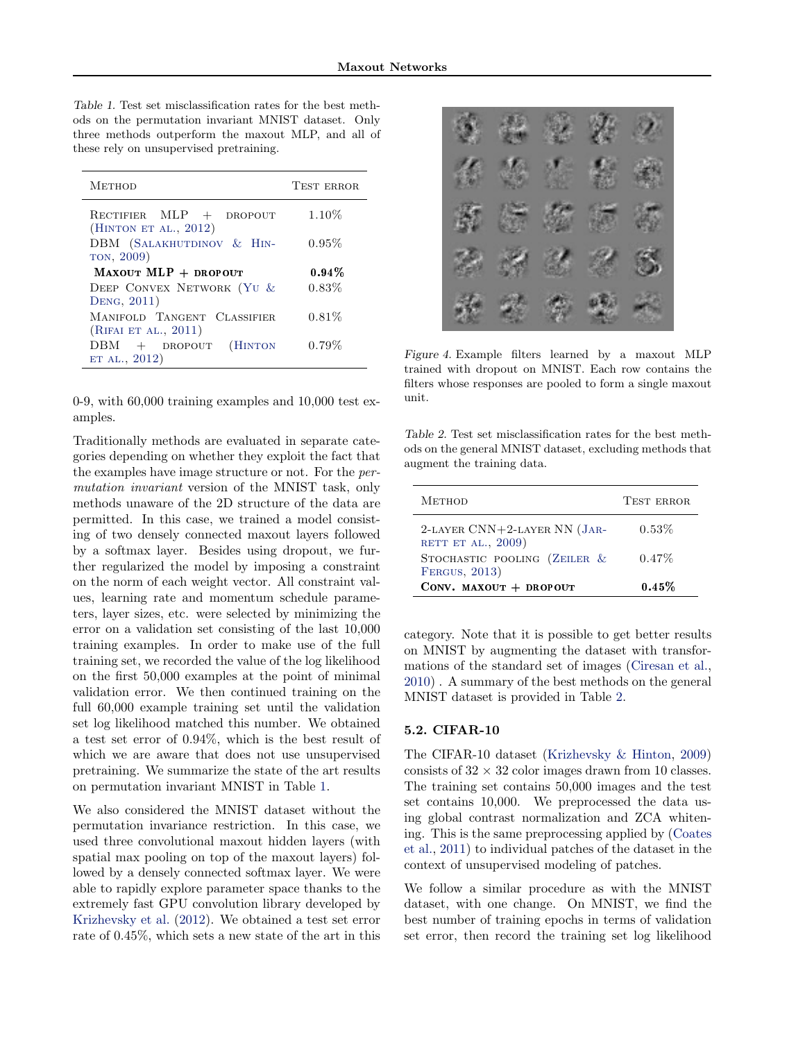Table 1. Test set misclassification rates for the best methods on the permutation invariant MNIST dataset. Only three methods outperform the maxout MLP, and all of these rely on unsupervised pretraining.

| Method | Test error |
|---|---|
| Rectifier MLP + dropout (Hinton et al., 2012) | 1.10% |
| DBM (Salakhutdinov & Hinton, 2009) | 0.95% |
| **Maxout MLP + dropout** | **0.94%** |
| Deep Convex Network (Yu & Deng, 2011) | 0.83% |
| Manifold Tangent Classifier (Rifai et al., 2011) | 0.81% |
| DBM + dropout (Hinton et al., 2012) | 0.79% |

0-9, with 60,000 training examples and 10,000 test examples.

Traditionally methods are evaluated in separate categories depending on whether they exploit the fact that the examples have image structure or not. For the *permutation invariant* version of the MNIST task, only methods unaware of the 2D structure of the data are permitted. In this case, we trained a model consisting of two densely connected maxout layers followed by a softmax layer. Besides using dropout, we further regularized the model by imposing a constraint on the norm of each weight vector. All constraint values, learning rate and momentum schedule parameters, layer sizes, etc. were selected by minimizing the error on a validation set consisting of the last 10,000 training examples. In order to make use of the full training set, we recorded the value of the log likelihood on the first 50,000 examples at the point of minimal validation error. We then continued training on the full 60,000 example training set until the validation set log likelihood matched this number. We obtained a test set error of 0.94%, which is the best result of which we are aware that does not use unsupervised pretraining. We summarize the state of the art results on permutation invariant MNIST in Table 1.

We also considered the MNIST dataset without the permutation invariance restriction. In this case, we used three convolutional maxout hidden layers (with spatial max pooling on top of the maxout layers) followed by a densely connected softmax layer. We were able to rapidly explore parameter space thanks to the extremely fast GPU convolution library developed by Krizhevsky et al. (2012). We obtained a test set error rate of 0.45%, which sets a new state of the art in this category. Note that it is possible to get better results on MNIST by augmenting the dataset with transformations of the standard set of images (Ciresan et al., 2010) . A summary of the best methods on the general MNIST dataset is provided in Table 2.

Figure 4. Example filters learned by a maxout MLP trained with dropout on MNIST. Each row contains the filters whose responses are pooled to form a single maxout unit.

Table 2. Test set misclassification rates for the best methods on the general MNIST dataset, excluding methods that augment the training data.

| Method | Test error |
|---|---|
| 2-layer CNN+2-layer NN (Jarrett et al., 2009) | 0.53% |
| Stochastic pooling (Zeiler & Fergus, 2013) | 0.47% |
| **Conv. maxout + dropout** | **0.45%** |

### 5.2. CIFAR-10

The CIFAR-10 dataset (Krizhevsky & Hinton, 2009) consists of $32 \times 32$ color images drawn from 10 classes. The training set contains 50,000 images and the test set contains 10,000. We preprocessed the data using global contrast normalization and ZCA whitening. This is the same preprocessing applied by (Coates et al., 2011) to individual patches of the dataset in the context of unsupervised modeling of patches.

We follow a similar procedure as with the MNIST dataset, with one change. On MNIST, we find the best number of training epochs in terms of validation set error, then record the training set log likelihood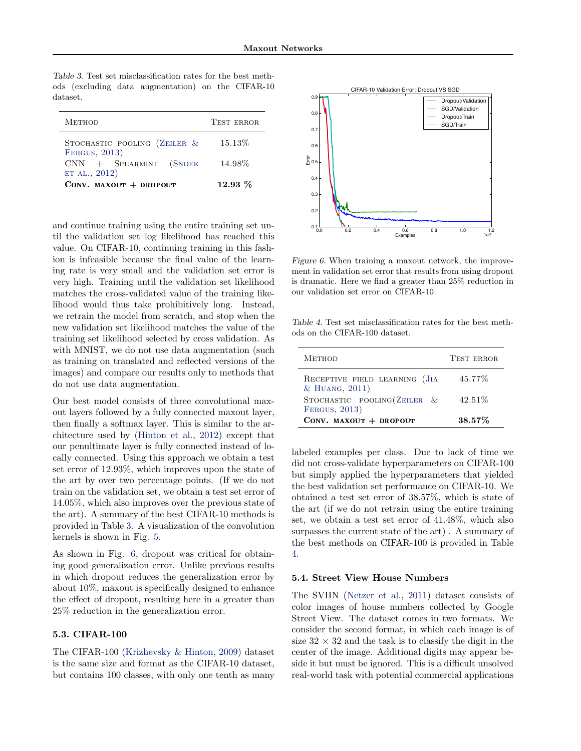Table 3. Test set misclassification rates for the best methods (excluding data augmentation) on the CIFAR-10 dataset.

| METHOD | TEST ERROR |
|---|---|
| STOCHASTIC POOLING (ZEILER & FERGUS, 2013) | 15.13% |
| CNN + SPEARMINT (SNOEK ET AL., 2012) | 14.98% |
| **CONV. MAXOUT + DROPOUT** | **12.93 %** |

and continue training using the entire training set until the validation set log likelihood has reached this value. On CIFAR-10, continuing training in this fashion is infeasible because the final value of the learning rate is very small and the validation set error is very high. Training until the validation set likelihood matches the cross-validated value of the training likelihood would thus take prohibitively long. Instead, we retrain the model from scratch, and stop when the new validation set likelihood matches the value of the training set likelihood selected by cross validation. As with MNIST, we do not use data augmentation (such as training on translated and reflected versions of the images) and compare our results only to methods that do not use data augmentation.

Our best model consists of three convolutional maxout layers followed by a fully connected maxout layer, then finally a softmax layer. This is similar to the architecture used by (Hinton et al., 2012) except that our penultimate layer is fully connected instead of locally connected. Using this approach we obtain a test set error of 12.93%, which improves upon the state of the art by over two percentage points. (If we do not train on the validation set, we obtain a test set error of 14.05%, which also improves over the previous state of the art). A summary of the best CIFAR-10 methods is provided in Table 3. A visualization of the convolution kernels is shown in Fig. 5.

As shown in Fig. 6, dropout was critical for obtaining good generalization error. Unlike previous results in which dropout reduces the generalization error by about 10%, maxout is specifically designed to enhance the effect of dropout, resulting here in a greater than 25% reduction in the generalization error.

### 5.3. CIFAR-100

The CIFAR-100 (Krizhevsky & Hinton, 2009) dataset is the same size and format as the CIFAR-10 dataset, but contains 100 classes, with only one tenth as many labeled examples per class. Due to lack of time we did not cross-validate hyperparameters on CIFAR-100 but simply applied the hyperparameters that yielded the best validation set performance on CIFAR-10. We obtained a test set error of 38.57%, which is state of the art (if we do not retrain using the entire training set, we obtain a test set error of 41.48%, which also surpasses the current state of the art) . A summary of the best methods on CIFAR-100 is provided in Table 4.

Figure 6. When training a maxout network, the improvement in validation set error that results from using dropout is dramatic. Here we find a greater than 25% reduction in our validation set error on CIFAR-10.

Table 4. Test set misclassification rates for the best methods on the CIFAR-100 dataset.

| METHOD | TEST ERROR |
|---|---|
| RECEPTIVE FIELD LEARNING (JIA & HUANG, 2011) | 45.77% |
| STOCHASTIC POOLING(ZEILER & FERGUS, 2013) | 42.51% |
| **CONV. MAXOUT + DROPOUT** | **38.57%** |

### 5.4. Street View House Numbers

The SVHN (Netzer et al., 2011) dataset consists of color images of house numbers collected by Google Street View. The dataset comes in two formats. We consider the second format, in which each image is of size $32 \times 32$ and the task is to classify the digit in the center of the image. Additional digits may appear beside it but must be ignored. This is a difficult unsolved real-world task with potential commercial applications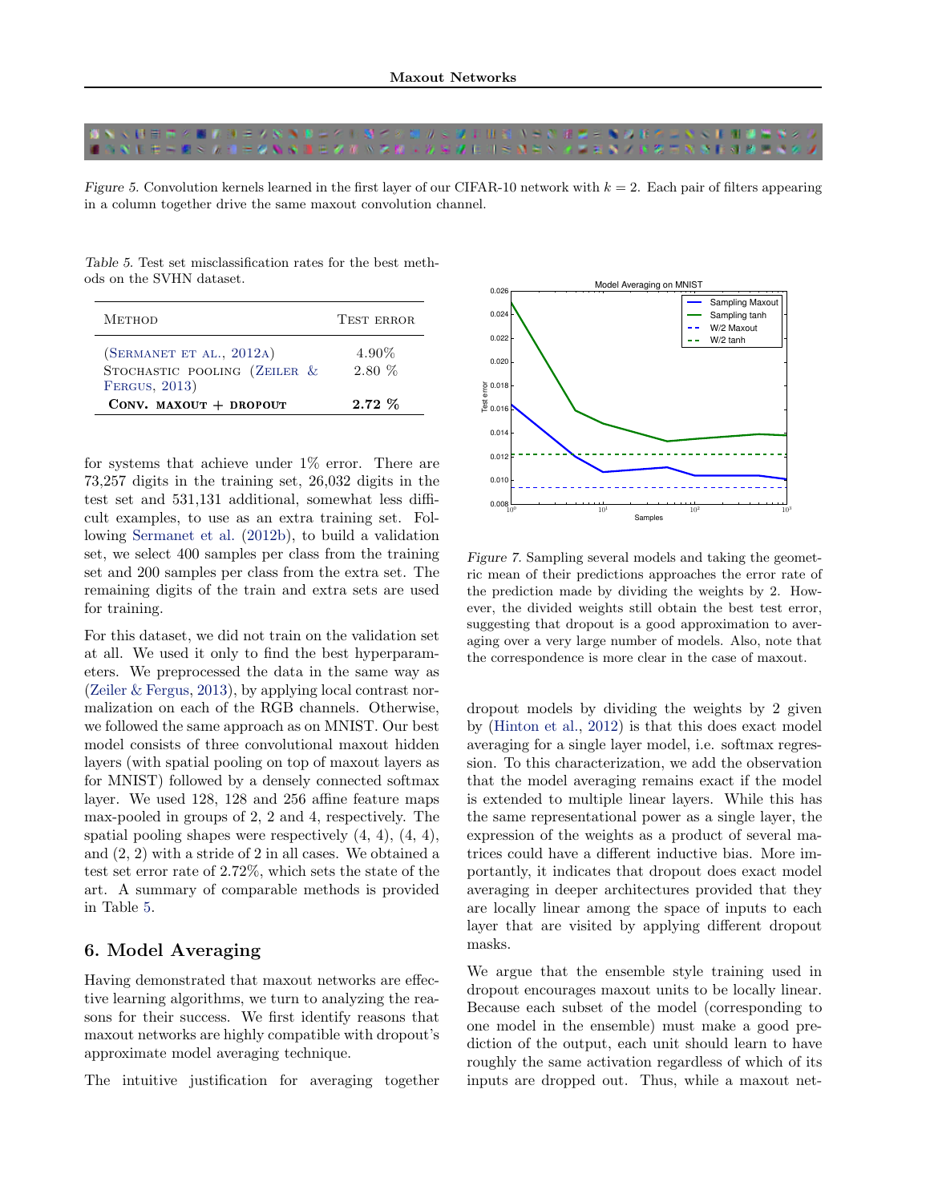*Figure 5.* Convolution kernels learned in the first layer of our CIFAR-10 network with $k = 2$. Each pair of filters appearing in a column together drive the same maxout convolution channel.

*Table 5.* Test set misclassification rates for the best methods on the SVHN dataset.

| Method | Test error |
| --- | --- |
| (Sermanet et al., 2012a) | 4.90% |
| Stochastic pooling (Zeiler & Fergus, 2013) | 2.80 % |
| **Conv. maxout + dropout** | **2.72 %** |

for systems that achieve under 1% error. There are 73,257 digits in the training set, 26,032 digits in the test set and 531,131 additional, somewhat less difficult examples, to use as an extra training set. Following Sermanet et al. (2012b), to build a validation set, we select 400 samples per class from the training set and 200 samples per class from the extra set. The remaining digits of the train and extra sets are used for training.

For this dataset, we did not train on the validation set at all. We used it only to find the best hyperparameters. We preprocessed the data in the same way as (Zeiler & Fergus, 2013), by applying local contrast normalization on each of the RGB channels. Otherwise, we followed the same approach as on MNIST. Our best model consists of three convolutional maxout hidden layers (with spatial pooling on top of maxout layers as for MNIST) followed by a densely connected softmax layer. We used 128, 128 and 256 affine feature maps max-pooled in groups of 2, 2 and 4, respectively. The spatial pooling shapes were respectively (4, 4), (4, 4), and (2, 2) with a stride of 2 in all cases. We obtained a test set error rate of 2.72%, which sets the state of the art. A summary of comparable methods is provided in Table 5.

## 6. Model Averaging

Having demonstrated that maxout networks are effective learning algorithms, we turn to analyzing the reasons for their success. We first identify reasons that maxout networks are highly compatible with dropout's approximate model averaging technique.

The intuitive justification for averaging together dropout models by dividing the weights by 2 given by (Hinton et al., 2012) is that this does exact model averaging for a single layer model, i.e. softmax regression. To this characterization, we add the observation that the model averaging remains exact if the model is extended to multiple linear layers. While this has the same representational power as a single layer, the expression of the weights as a product of several matrices could have a different inductive bias. More importantly, it indicates that dropout does exact model averaging in deeper architectures provided that they are locally linear among the space of inputs to each layer that are visited by applying different dropout masks.

We argue that the ensemble style training used in dropout encourages maxout units to be locally linear. Because each subset of the model (corresponding to one model in the ensemble) must make a good prediction of the output, each unit should learn to have roughly the same activation regardless of which of its inputs are dropped out. Thus, while a maxout net-

*Figure 7.* Sampling several models and taking the geometric mean of their predictions approaches the error rate of the prediction made by dividing the weights by 2. However, the divided weights still obtain the best test error, suggesting that dropout is a good approximation to averaging over a very large number of models. Also, note that the correspondence is more clear in the case of maxout.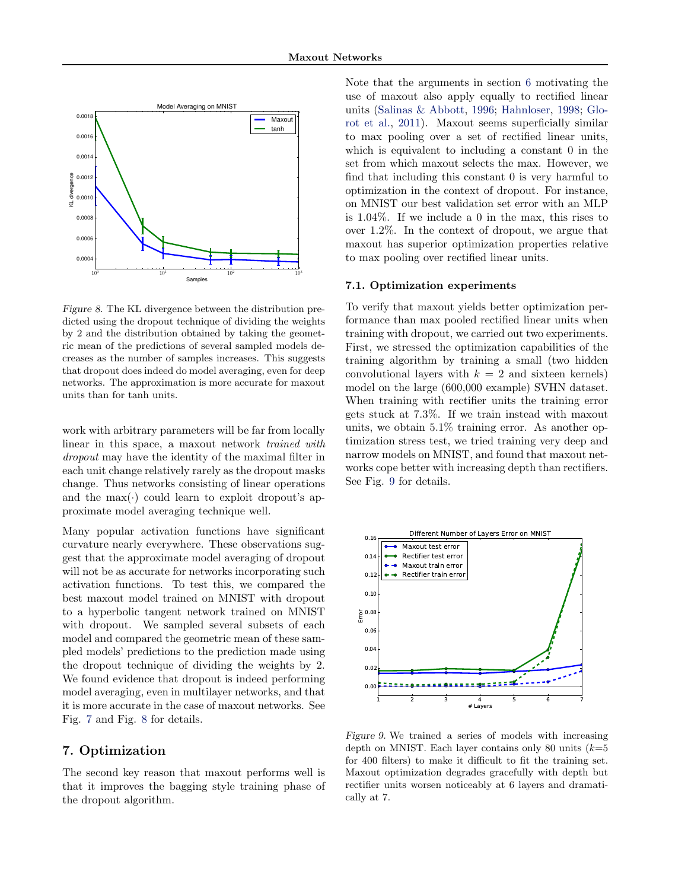Figure 8. The KL divergence between the distribution predicted using the dropout technique of dividing the weights by 2 and the distribution obtained by taking the geometric mean of the predictions of several sampled models decreases as the number of samples increases. This suggests that dropout does indeed do model averaging, even for deep networks. The approximation is more accurate for maxout units than for tanh units.

work with arbitrary parameters will be far from locally linear in this space, a maxout network *trained with dropout* may have the identity of the maximal filter in each unit change relatively rarely as the dropout masks change. Thus networks consisting of linear operations and the max(·) could learn to exploit dropout's approximate model averaging technique well.

Many popular activation functions have significant curvature nearly everywhere. These observations suggest that the approximate model averaging of dropout will not be as accurate for networks incorporating such activation functions. To test this, we compared the best maxout model trained on MNIST with dropout to a hyperbolic tangent network trained on MNIST with dropout. We sampled several subsets of each model and compared the geometric mean of these sampled models' predictions to the prediction made using the dropout technique of dividing the weights by 2. We found evidence that dropout is indeed performing model averaging, even in multilayer networks, and that it is more accurate in the case of maxout networks. See Fig. 7 and Fig. 8 for details.

## 7. Optimization

The second key reason that maxout performs well is that it improves the bagging style training phase of the dropout algorithm.

Note that the arguments in section 6 motivating the use of maxout also apply equally to rectified linear units (Salinas & Abbott, 1996; Hahnloser, 1998; Glorot et al., 2011). Maxout seems superficially similar to max pooling over a set of rectified linear units, which is equivalent to including a constant 0 in the set from which maxout selects the max. However, we find that including this constant 0 is very harmful to optimization in the context of dropout. For instance, on MNIST our best validation set error with an MLP is 1.04%. If we include a 0 in the max, this rises to over 1.2%. In the context of dropout, we argue that maxout has superior optimization properties relative to max pooling over rectified linear units.

### 7.1. Optimization experiments

To verify that maxout yields better optimization performance than max pooled rectified linear units when training with dropout, we carried out two experiments. First, we stressed the optimization capabilities of the training algorithm by training a small (two hidden convolutional layers with $k = 2$ and sixteen kernels) model on the large (600,000 example) SVHN dataset. When training with rectifier units the training error gets stuck at 7.3%. If we train instead with maxout units, we obtain 5.1% training error. As another optimization stress test, we tried training very deep and narrow models on MNIST, and found that maxout networks cope better with increasing depth than rectifiers. See Fig. 9 for details.

Figure 9. We trained a series of models with increasing depth on MNIST. Each layer contains only 80 units ($k$=5 for 400 filters) to make it difficult to fit the training set. Maxout optimization degrades gracefully with depth but rectifier units worsen noticeably at 6 layers and dramatically at 7.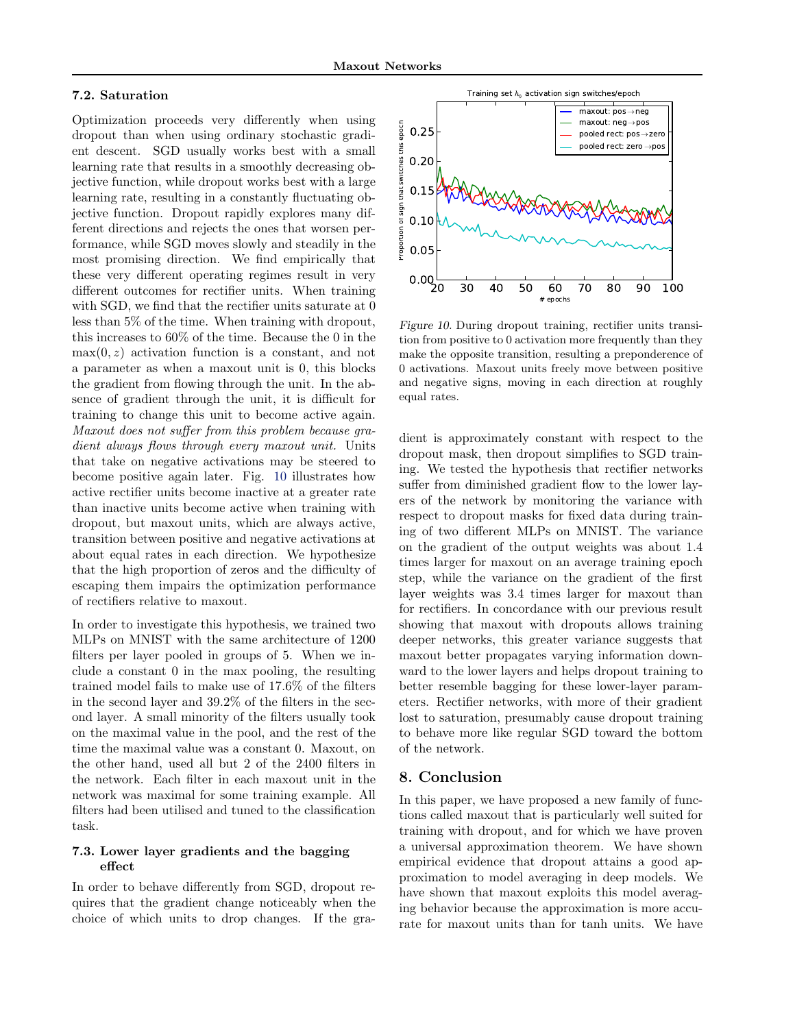### 7.2. Saturation

Optimization proceeds very differently when using dropout than when using ordinary stochastic gradient descent. SGD usually works best with a small learning rate that results in a smoothly decreasing objective function, while dropout works best with a large learning rate, resulting in a constantly fluctuating objective function. Dropout rapidly explores many different directions and rejects the ones that worsen performance, while SGD moves slowly and steadily in the most promising direction. We find empirically that these very different operating regimes result in very different outcomes for rectifier units. When training with SGD, we find that the rectifier units saturate at 0 less than 5% of the time. When training with dropout, this increases to 60% of the time. Because the 0 in the $\max(0, z)$ activation function is a constant, and not a parameter as when a maxout unit is 0, this blocks the gradient from flowing through the unit. In the absence of gradient through the unit, it is difficult for training to change this unit to become active again. *Maxout does not suffer from this problem because gradient always flows through every maxout unit.* Units that take on negative activations may be steered to become positive again later. Fig. 10 illustrates how active rectifier units become inactive at a greater rate than inactive units become active when training with dropout, but maxout units, which are always active, transition between positive and negative activations at about equal rates in each direction. We hypothesize that the high proportion of zeros and the difficulty of escaping them impairs the optimization performance of rectifiers relative to maxout.

*Figure 10.* During dropout training, rectifier units transition from positive to 0 activation more frequently than they make the opposite transition, resulting a preponderence of 0 activations. Maxout units freely move between positive and negative signs, moving in each direction at roughly equal rates.

In order to investigate this hypothesis, we trained two MLPs on MNIST with the same architecture of 1200 filters per layer pooled in groups of 5. When we include a constant 0 in the max pooling, the resulting trained model fails to make use of 17.6% of the filters in the second layer and 39.2% of the filters in the second layer. A small minority of the filters usually took on the maximal value in the pool, and the rest of the time the maximal value was a constant 0. Maxout, on the other hand, used all but 2 of the 2400 filters in the network. Each filter in each maxout unit in the network was maximal for some training example. All filters had been utilised and tuned to the classification task.

### 7.3. Lower layer gradients and the bagging effect

In order to behave differently from SGD, dropout requires that the gradient change noticeably when the choice of which units to drop changes. If the gradient is approximately constant with respect to the dropout mask, then dropout simplifies to SGD training. We tested the hypothesis that rectifier networks suffer from diminished gradient flow to the lower layers of the network by monitoring the variance with respect to dropout masks for fixed data during training of two different MLPs on MNIST. The variance on the gradient of the output weights was about 1.4 times larger for maxout on an average training epoch step, while the variance on the gradient of the first layer weights was 3.4 times larger for maxout than for rectifiers. In concordance with our previous result showing that maxout with dropouts allows training deeper networks, this greater variance suggests that maxout better propagates varying information downward to the lower layers and helps dropout training to better resemble bagging for these lower-layer parameters. Rectifier networks, with more of their gradient lost to saturation, presumably cause dropout training to behave more like regular SGD toward the bottom of the network.

## 8. Conclusion

In this paper, we have proposed a new family of functions called maxout that is particularly well suited for training with dropout, and for which we have proven a universal approximation theorem. We have shown empirical evidence that dropout attains a good approximation to model averaging in deep models. We have shown that maxout exploits this model averaging behavior because the approximation is more accurate for maxout units than for tanh units. We have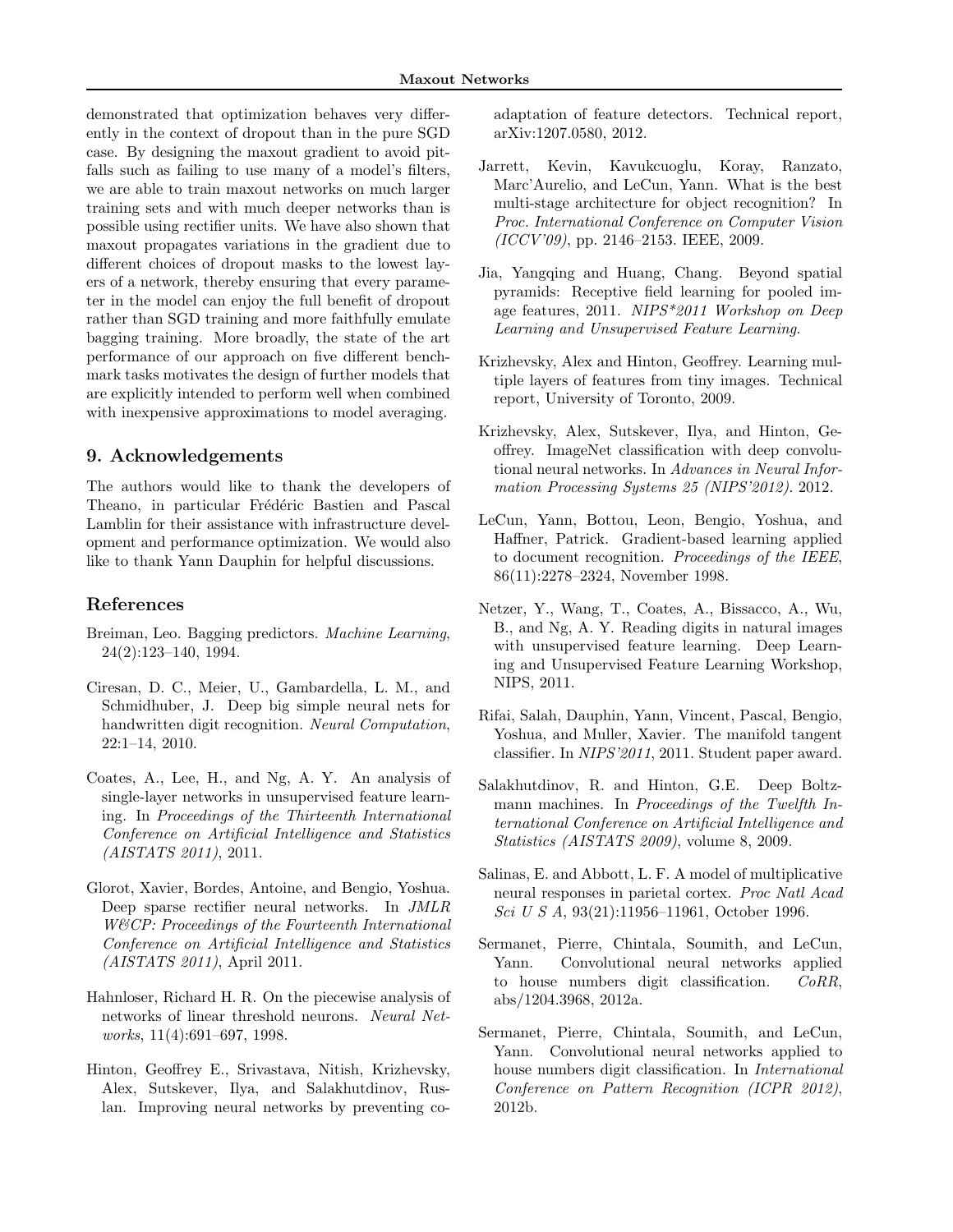demonstrated that optimization behaves very differently in the context of dropout than in the pure SGD case. By designing the maxout gradient to avoid pitfalls such as failing to use many of a model's filters, we are able to train maxout networks on much larger training sets and with much deeper networks than is possible using rectifier units. We have also shown that maxout propagates variations in the gradient due to different choices of dropout masks to the lowest layers of a network, thereby ensuring that every parameter in the model can enjoy the full benefit of dropout rather than SGD training and more faithfully emulate bagging training. More broadly, the state of the art performance of our approach on five different benchmark tasks motivates the design of further models that are explicitly intended to perform well when combined with inexpensive approximations to model averaging.

## 9. Acknowledgements

The authors would like to thank the developers of Theano, in particular Frédéric Bastien and Pascal Lamblin for their assistance with infrastructure development and performance optimization. We would also like to thank Yann Dauphin for helpful discussions.

## References

Breiman, Leo. Bagging predictors. *Machine Learning*, 24(2):123–140, 1994.

Ciresan, D. C., Meier, U., Gambardella, L. M., and Schmidhuber, J. Deep big simple neural nets for handwritten digit recognition. *Neural Computation*, 22:1–14, 2010.

Coates, A., Lee, H., and Ng, A. Y. An analysis of single-layer networks in unsupervised feature learning. In *Proceedings of the Thirteenth International Conference on Artificial Intelligence and Statistics (AISTATS 2011)*, 2011.

Glorot, Xavier, Bordes, Antoine, and Bengio, Yoshua. Deep sparse rectifier neural networks. In *JMLR W&CP: Proceedings of the Fourteenth International Conference on Artificial Intelligence and Statistics (AISTATS 2011)*, April 2011.

Hahnloser, Richard H. R. On the piecewise analysis of networks of linear threshold neurons. *Neural Networks*, 11(4):691–697, 1998.

Hinton, Geoffrey E., Srivastava, Nitish, Krizhevsky, Alex, Sutskever, Ilya, and Salakhutdinov, Ruslan. Improving neural networks by preventing co-adaptation of feature detectors. Technical report, arXiv:1207.0580, 2012.

Jarrett, Kevin, Kavukcuoglu, Koray, Ranzato, Marc'Aurelio, and LeCun, Yann. What is the best multi-stage architecture for object recognition? In *Proc. International Conference on Computer Vision (ICCV'09)*, pp. 2146–2153. IEEE, 2009.

Jia, Yangqing and Huang, Chang. Beyond spatial pyramids: Receptive field learning for pooled image features, 2011. *NIPS*2011 Workshop on Deep Learning and Unsupervised Feature Learning*.

Krizhevsky, Alex and Hinton, Geoffrey. Learning multiple layers of features from tiny images. Technical report, University of Toronto, 2009.

Krizhevsky, Alex, Sutskever, Ilya, and Hinton, Geoffrey. ImageNet classification with deep convolutional neural networks. In *Advances in Neural Information Processing Systems 25 (NIPS'2012)*. 2012.

LeCun, Yann, Bottou, Leon, Bengio, Yoshua, and Haffner, Patrick. Gradient-based learning applied to document recognition. *Proceedings of the IEEE*, 86(11):2278–2324, November 1998.

Netzer, Y., Wang, T., Coates, A., Bissacco, A., Wu, B., and Ng, A. Y. Reading digits in natural images with unsupervised feature learning. Deep Learning and Unsupervised Feature Learning Workshop, NIPS, 2011.

Rifai, Salah, Dauphin, Yann, Vincent, Pascal, Bengio, Yoshua, and Muller, Xavier. The manifold tangent classifier. In *NIPS'2011*, 2011. Student paper award.

Salakhutdinov, R. and Hinton, G.E. Deep Boltzmann machines. In *Proceedings of the Twelfth International Conference on Artificial Intelligence and Statistics (AISTATS 2009)*, volume 8, 2009.

Salinas, E. and Abbott, L. F. A model of multiplicative neural responses in parietal cortex. *Proc Natl Acad Sci U S A*, 93(21):11956–11961, October 1996.

Sermanet, Pierre, Chintala, Soumith, and LeCun, Yann. Convolutional neural networks applied to house numbers digit classification. *CoRR*, abs/1204.3968, 2012a.

Sermanet, Pierre, Chintala, Soumith, and LeCun, Yann. Convolutional neural networks applied to house numbers digit classification. In *International Conference on Pattern Recognition (ICPR 2012)*, 2012b.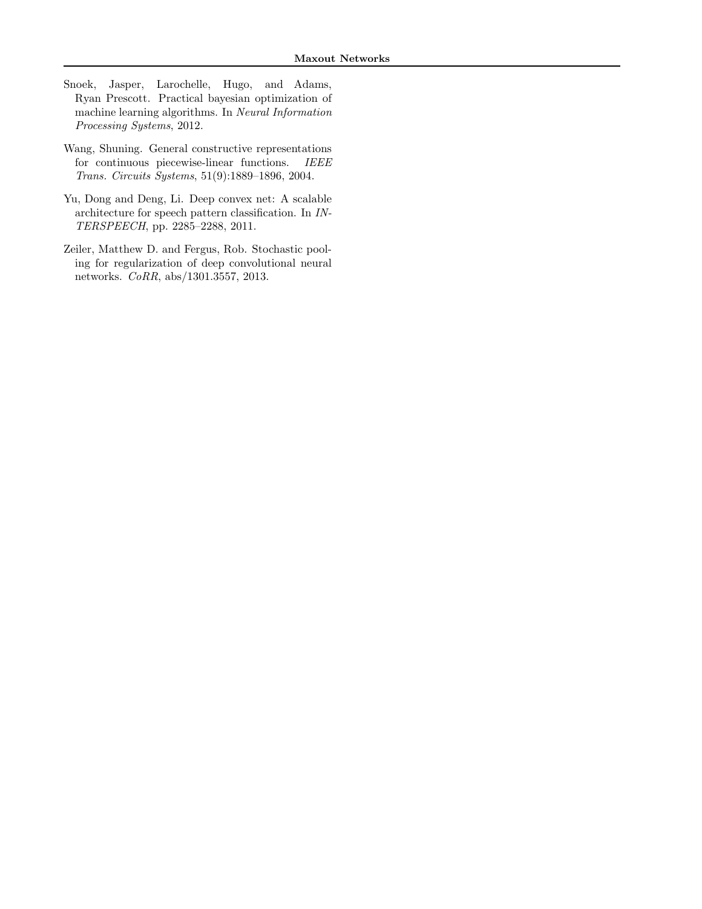Snoek, Jasper, Larochelle, Hugo, and Adams, Ryan Prescott. Practical bayesian optimization of machine learning algorithms. In *Neural Information Processing Systems*, 2012.

Wang, Shuning. General constructive representations for continuous piecewise-linear functions. *IEEE Trans. Circuits Systems*, 51(9):1889–1896, 2004.

Yu, Dong and Deng, Li. Deep convex net: A scalable architecture for speech pattern classification. In *INTERSPEECH*, pp. 2285–2288, 2011.

Zeiler, Matthew D. and Fergus, Rob. Stochastic pooling for regularization of deep convolutional neural networks. *CoRR*, abs/1301.3557, 2013.